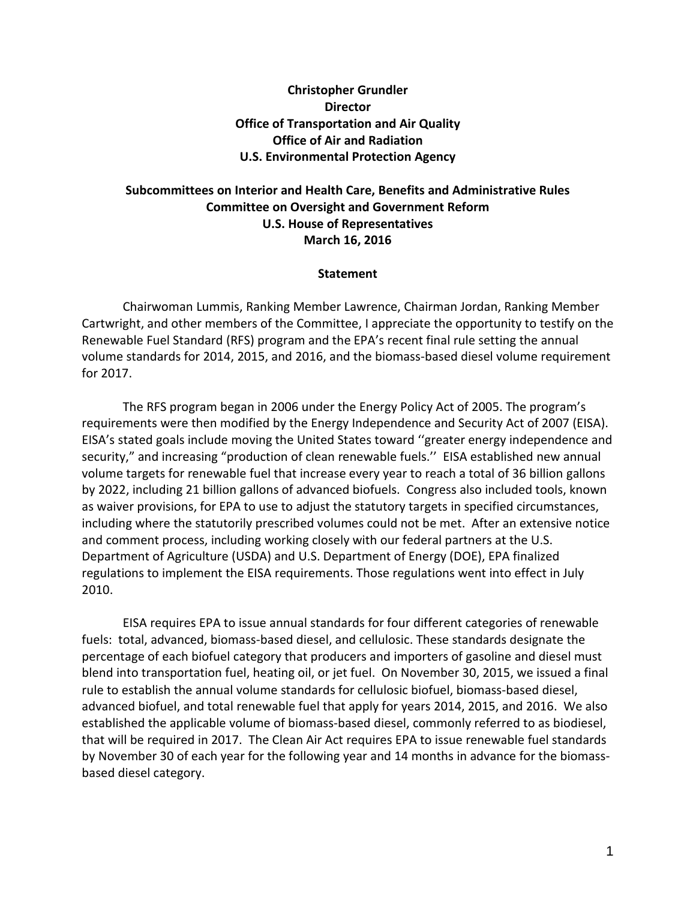**Christopher Grundler**
**Director**
**Office of Transportation and Air Quality**
**Office of Air and Radiation**
**U.S. Environmental Protection Agency**

**Subcommittees on Interior and Health Care, Benefits and Administrative Rules**
**Committee on Oversight and Government Reform**
**U.S. House of Representatives**
**March 16, 2016**

**Statement**

Chairwoman Lummis, Ranking Member Lawrence, Chairman Jordan, Ranking Member Cartwright, and other members of the Committee, I appreciate the opportunity to testify on the Renewable Fuel Standard (RFS) program and the EPA's recent final rule setting the annual volume standards for 2014, 2015, and 2016, and the biomass-based diesel volume requirement for 2017.

The RFS program began in 2006 under the Energy Policy Act of 2005. The program's requirements were then modified by the Energy Independence and Security Act of 2007 (EISA). EISA's stated goals include moving the United States toward ''greater energy independence and security," and increasing "production of clean renewable fuels.'' EISA established new annual volume targets for renewable fuel that increase every year to reach a total of 36 billion gallons by 2022, including 21 billion gallons of advanced biofuels. Congress also included tools, known as waiver provisions, for EPA to use to adjust the statutory targets in specified circumstances, including where the statutorily prescribed volumes could not be met. After an extensive notice and comment process, including working closely with our federal partners at the U.S. Department of Agriculture (USDA) and U.S. Department of Energy (DOE), EPA finalized regulations to implement the EISA requirements. Those regulations went into effect in July 2010.

EISA requires EPA to issue annual standards for four different categories of renewable fuels: total, advanced, biomass-based diesel, and cellulosic. These standards designate the percentage of each biofuel category that producers and importers of gasoline and diesel must blend into transportation fuel, heating oil, or jet fuel. On November 30, 2015, we issued a final rule to establish the annual volume standards for cellulosic biofuel, biomass-based diesel, advanced biofuel, and total renewable fuel that apply for years 2014, 2015, and 2016. We also established the applicable volume of biomass-based diesel, commonly referred to as biodiesel, that will be required in 2017. The Clean Air Act requires EPA to issue renewable fuel standards by November 30 of each year for the following year and 14 months in advance for the biomass-based diesel category.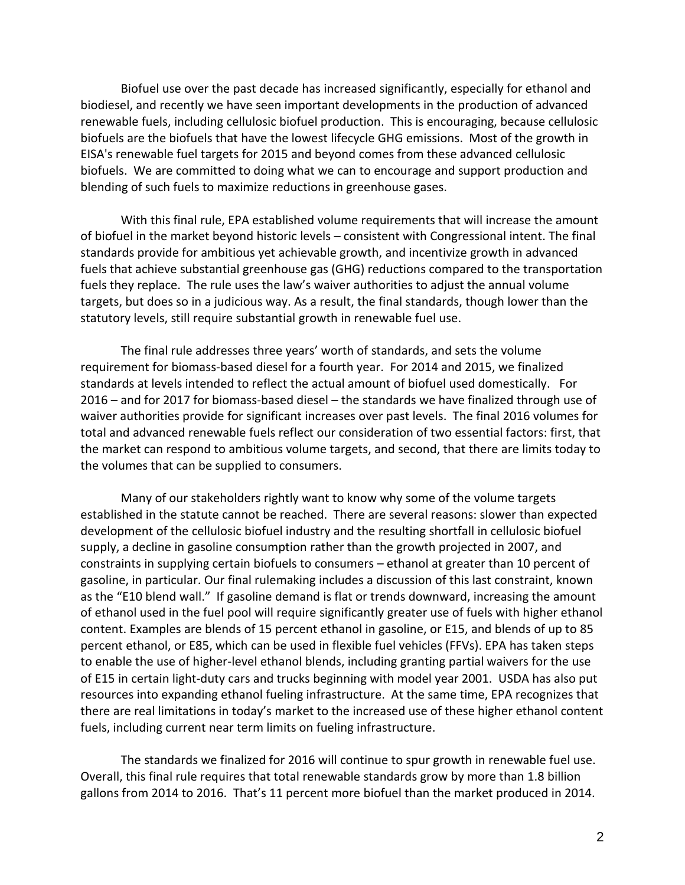Biofuel use over the past decade has increased significantly, especially for ethanol and biodiesel, and recently we have seen important developments in the production of advanced renewable fuels, including cellulosic biofuel production. This is encouraging, because cellulosic biofuels are the biofuels that have the lowest lifecycle GHG emissions. Most of the growth in EISA's renewable fuel targets for 2015 and beyond comes from these advanced cellulosic biofuels. We are committed to doing what we can to encourage and support production and blending of such fuels to maximize reductions in greenhouse gases.

With this final rule, EPA established volume requirements that will increase the amount of biofuel in the market beyond historic levels – consistent with Congressional intent. The final standards provide for ambitious yet achievable growth, and incentivize growth in advanced fuels that achieve substantial greenhouse gas (GHG) reductions compared to the transportation fuels they replace. The rule uses the law's waiver authorities to adjust the annual volume targets, but does so in a judicious way. As a result, the final standards, though lower than the statutory levels, still require substantial growth in renewable fuel use.

The final rule addresses three years' worth of standards, and sets the volume requirement for biomass-based diesel for a fourth year. For 2014 and 2015, we finalized standards at levels intended to reflect the actual amount of biofuel used domestically. For 2016 – and for 2017 for biomass-based diesel – the standards we have finalized through use of waiver authorities provide for significant increases over past levels. The final 2016 volumes for total and advanced renewable fuels reflect our consideration of two essential factors: first, that the market can respond to ambitious volume targets, and second, that there are limits today to the volumes that can be supplied to consumers.

Many of our stakeholders rightly want to know why some of the volume targets established in the statute cannot be reached. There are several reasons: slower than expected development of the cellulosic biofuel industry and the resulting shortfall in cellulosic biofuel supply, a decline in gasoline consumption rather than the growth projected in 2007, and constraints in supplying certain biofuels to consumers – ethanol at greater than 10 percent of gasoline, in particular. Our final rulemaking includes a discussion of this last constraint, known as the "E10 blend wall." If gasoline demand is flat or trends downward, increasing the amount of ethanol used in the fuel pool will require significantly greater use of fuels with higher ethanol content. Examples are blends of 15 percent ethanol in gasoline, or E15, and blends of up to 85 percent ethanol, or E85, which can be used in flexible fuel vehicles (FFVs). EPA has taken steps to enable the use of higher-level ethanol blends, including granting partial waivers for the use of E15 in certain light-duty cars and trucks beginning with model year 2001. USDA has also put resources into expanding ethanol fueling infrastructure. At the same time, EPA recognizes that there are real limitations in today's market to the increased use of these higher ethanol content fuels, including current near term limits on fueling infrastructure.

The standards we finalized for 2016 will continue to spur growth in renewable fuel use. Overall, this final rule requires that total renewable standards grow by more than 1.8 billion gallons from 2014 to 2016. That's 11 percent more biofuel than the market produced in 2014.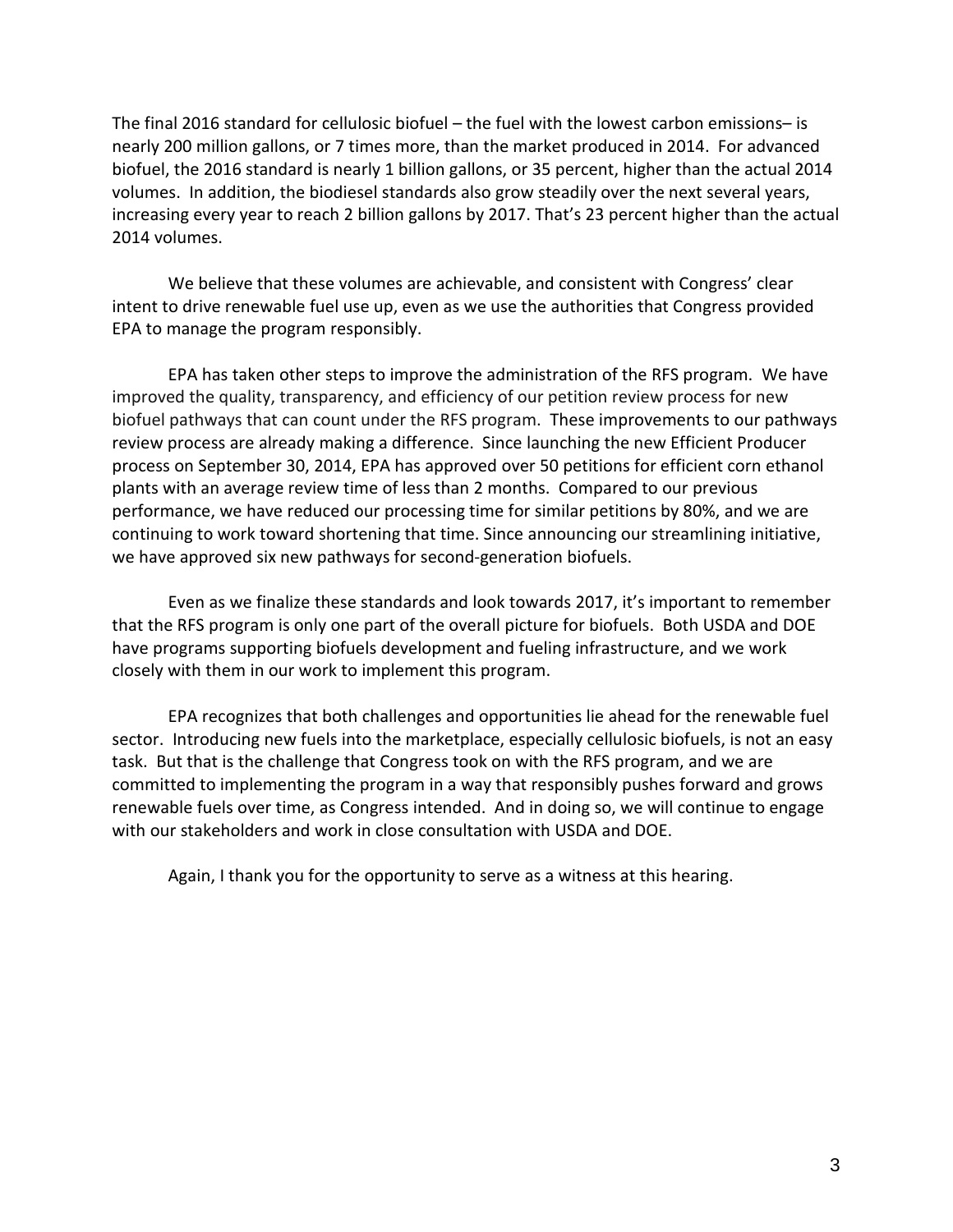The final 2016 standard for cellulosic biofuel – the fuel with the lowest carbon emissions– is nearly 200 million gallons, or 7 times more, than the market produced in 2014. For advanced biofuel, the 2016 standard is nearly 1 billion gallons, or 35 percent, higher than the actual 2014 volumes. In addition, the biodiesel standards also grow steadily over the next several years, increasing every year to reach 2 billion gallons by 2017. That's 23 percent higher than the actual 2014 volumes.

We believe that these volumes are achievable, and consistent with Congress' clear intent to drive renewable fuel use up, even as we use the authorities that Congress provided EPA to manage the program responsibly.

EPA has taken other steps to improve the administration of the RFS program. We have improved the quality, transparency, and efficiency of our petition review process for new biofuel pathways that can count under the RFS program. These improvements to our pathways review process are already making a difference. Since launching the new Efficient Producer process on September 30, 2014, EPA has approved over 50 petitions for efficient corn ethanol plants with an average review time of less than 2 months. Compared to our previous performance, we have reduced our processing time for similar petitions by 80%, and we are continuing to work toward shortening that time. Since announcing our streamlining initiative, we have approved six new pathways for second-generation biofuels.

Even as we finalize these standards and look towards 2017, it's important to remember that the RFS program is only one part of the overall picture for biofuels. Both USDA and DOE have programs supporting biofuels development and fueling infrastructure, and we work closely with them in our work to implement this program.

EPA recognizes that both challenges and opportunities lie ahead for the renewable fuel sector. Introducing new fuels into the marketplace, especially cellulosic biofuels, is not an easy task. But that is the challenge that Congress took on with the RFS program, and we are committed to implementing the program in a way that responsibly pushes forward and grows renewable fuels over time, as Congress intended. And in doing so, we will continue to engage with our stakeholders and work in close consultation with USDA and DOE.

Again, I thank you for the opportunity to serve as a witness at this hearing.